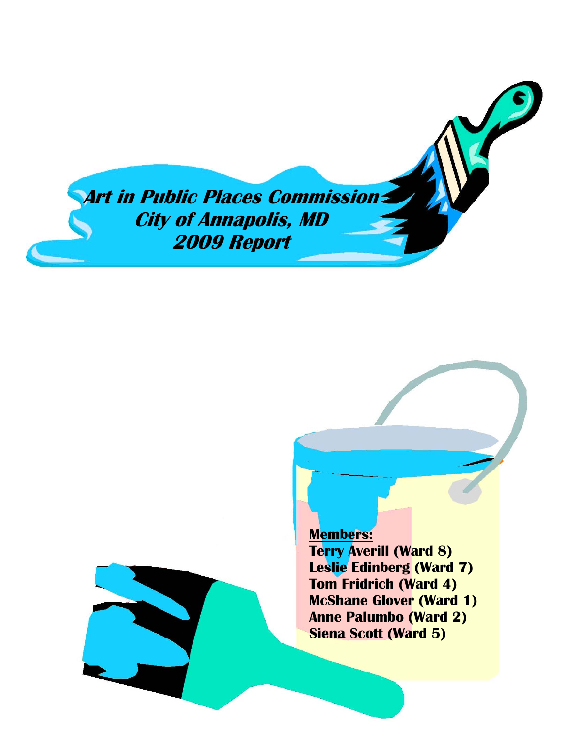# *Art in Public Places Commission*
## *City of Annapolis, MD*
## *2009 Report*

**Members:**

**Terry Averill (Ward 8)**
**Leslie Edinberg (Ward 7)**
**Tom Fridrich (Ward 4)**
**McShane Glover (Ward 1)**
**Anne Palumbo (Ward 2)**
**Siena Scott (Ward 5)**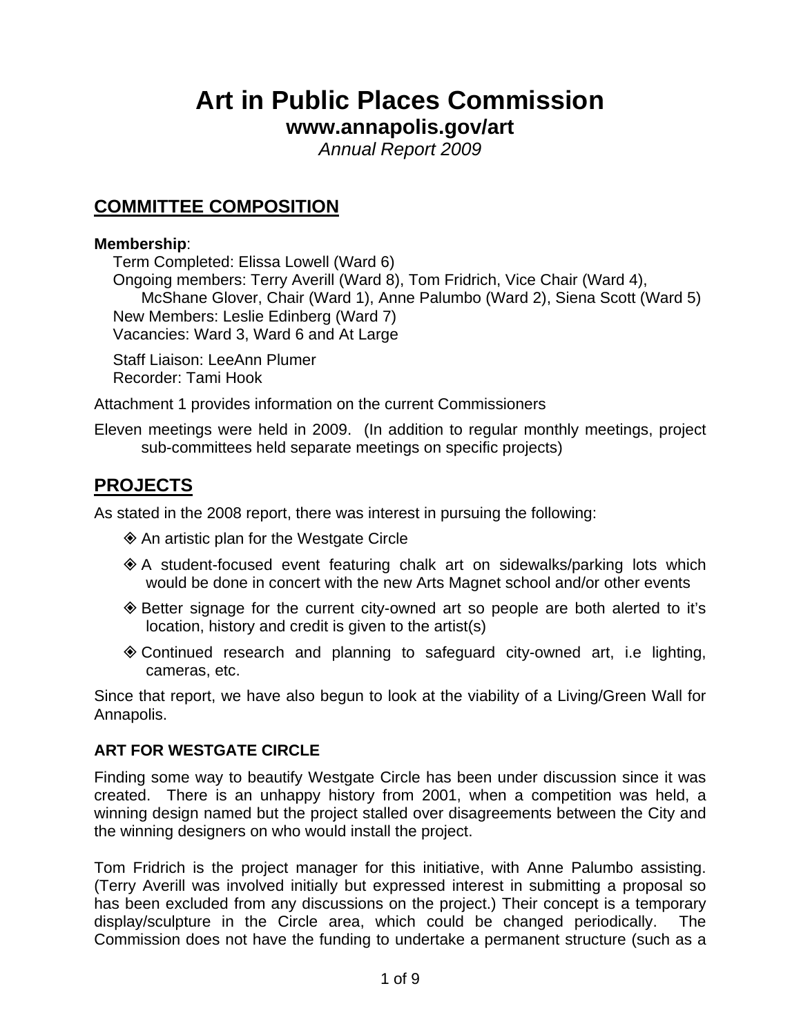# Art in Public Places Commission

**www.annapolis.gov/art**

*Annual Report 2009*

## COMMITTEE COMPOSITION

**Membership**:

Term Completed: Elissa Lowell (Ward 6)
Ongoing members: Terry Averill (Ward 8), Tom Fridrich, Vice Chair (Ward 4), McShane Glover, Chair (Ward 1), Anne Palumbo (Ward 2), Siena Scott (Ward 5)
New Members: Leslie Edinberg (Ward 7)
Vacancies: Ward 3, Ward 6 and At Large

Staff Liaison: LeeAnn Plumer
Recorder: Tami Hook

Attachment 1 provides information on the current Commissioners

Eleven meetings were held in 2009. (In addition to regular monthly meetings, project sub-committees held separate meetings on specific projects)

## PROJECTS

As stated in the 2008 report, there was interest in pursuing the following:

- An artistic plan for the Westgate Circle
- A student-focused event featuring chalk art on sidewalks/parking lots which would be done in concert with the new Arts Magnet school and/or other events
- Better signage for the current city-owned art so people are both alerted to it's location, history and credit is given to the artist(s)
- Continued research and planning to safeguard city-owned art, i.e lighting, cameras, etc.

Since that report, we have also begun to look at the viability of a Living/Green Wall for Annapolis.

### ART FOR WESTGATE CIRCLE

Finding some way to beautify Westgate Circle has been under discussion since it was created. There is an unhappy history from 2001, when a competition was held, a winning design named but the project stalled over disagreements between the City and the winning designers on who would install the project.

Tom Fridrich is the project manager for this initiative, with Anne Palumbo assisting. (Terry Averill was involved initially but expressed interest in submitting a proposal so has been excluded from any discussions on the project.) Their concept is a temporary display/sculpture in the Circle area, which could be changed periodically. The Commission does not have the funding to undertake a permanent structure (such as a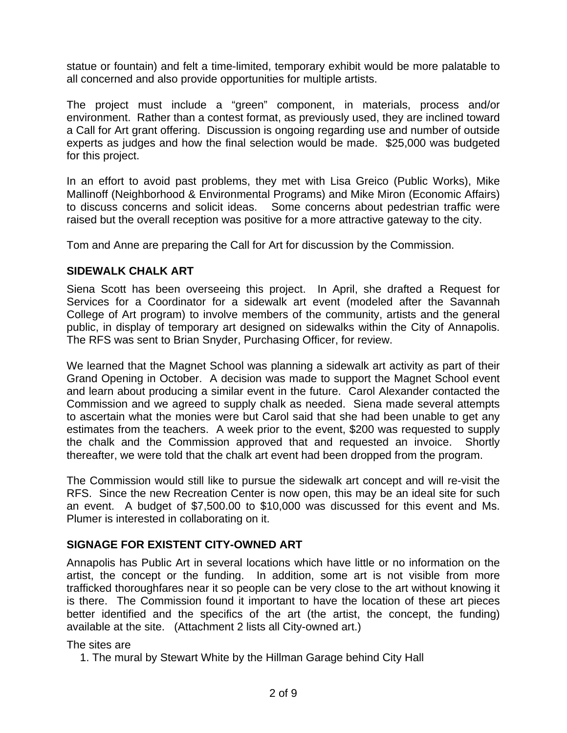statue or fountain) and felt a time-limited, temporary exhibit would be more palatable to all concerned and also provide opportunities for multiple artists.

The project must include a "green" component, in materials, process and/or environment. Rather than a contest format, as previously used, they are inclined toward a Call for Art grant offering. Discussion is ongoing regarding use and number of outside experts as judges and how the final selection would be made. $25,000 was budgeted for this project.

In an effort to avoid past problems, they met with Lisa Greico (Public Works), Mike Mallinoff (Neighborhood & Environmental Programs) and Mike Miron (Economic Affairs) to discuss concerns and solicit ideas. Some concerns about pedestrian traffic were raised but the overall reception was positive for a more attractive gateway to the city.

Tom and Anne are preparing the Call for Art for discussion by the Commission.

## SIDEWALK CHALK ART

Siena Scott has been overseeing this project. In April, she drafted a Request for Services for a Coordinator for a sidewalk art event (modeled after the Savannah College of Art program) to involve members of the community, artists and the general public, in display of temporary art designed on sidewalks within the City of Annapolis. The RFS was sent to Brian Snyder, Purchasing Officer, for review.

We learned that the Magnet School was planning a sidewalk art activity as part of their Grand Opening in October. A decision was made to support the Magnet School event and learn about producing a similar event in the future. Carol Alexander contacted the Commission and we agreed to supply chalk as needed. Siena made several attempts to ascertain what the monies were but Carol said that she had been unable to get any estimates from the teachers. A week prior to the event, $200 was requested to supply the chalk and the Commission approved that and requested an invoice. Shortly thereafter, we were told that the chalk art event had been dropped from the program.

The Commission would still like to pursue the sidewalk art concept and will re-visit the RFS. Since the new Recreation Center is now open, this may be an ideal site for such an event. A budget of $7,500.00 to $10,000 was discussed for this event and Ms. Plumer is interested in collaborating on it.

## SIGNAGE FOR EXISTENT CITY-OWNED ART

Annapolis has Public Art in several locations which have little or no information on the artist, the concept or the funding. In addition, some art is not visible from more trafficked thoroughfares near it so people can be very close to the art without knowing it is there. The Commission found it important to have the location of these art pieces better identified and the specifics of the art (the artist, the concept, the funding) available at the site. (Attachment 2 lists all City-owned art.)

The sites are

1. The mural by Stewart White by the Hillman Garage behind City Hall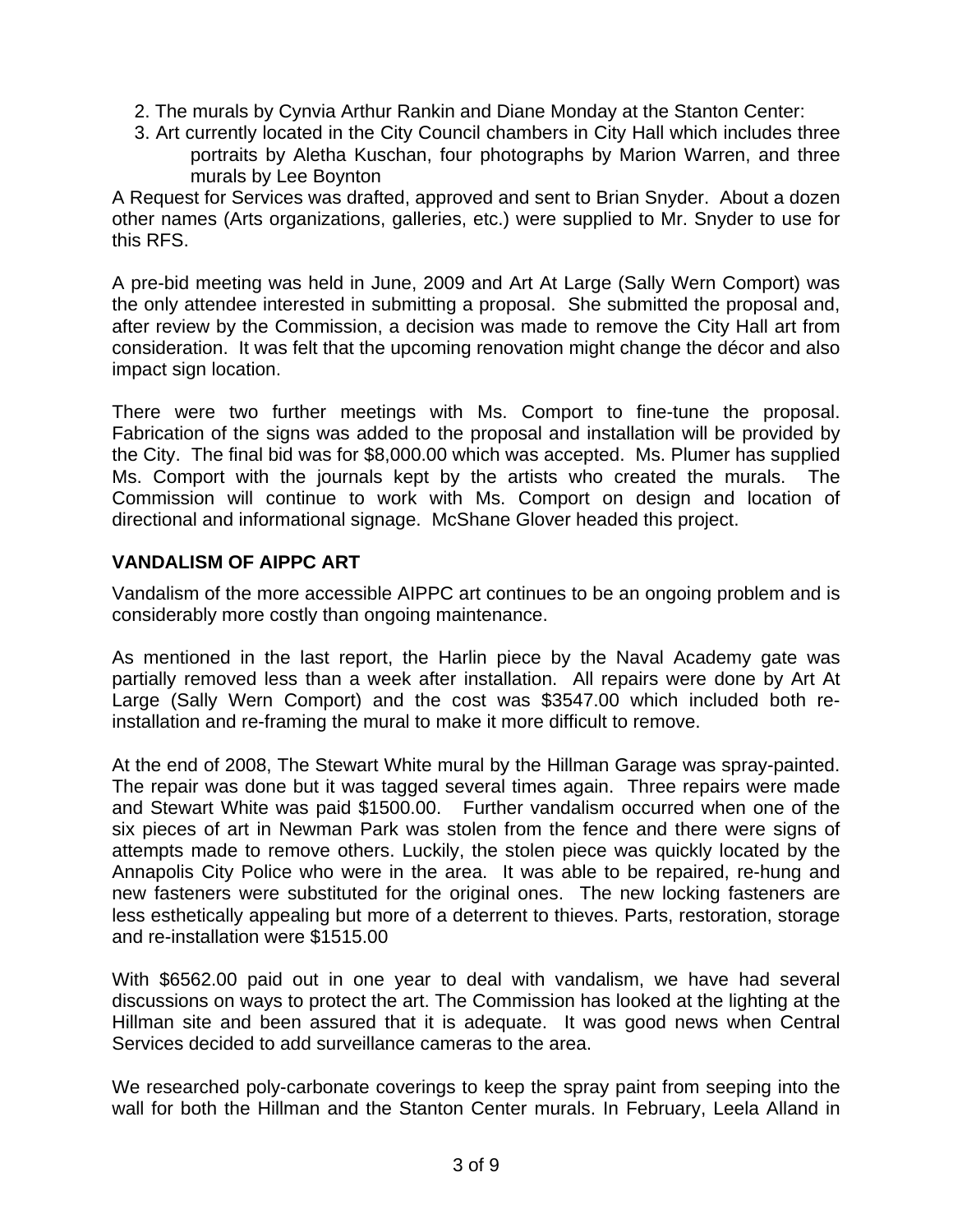2. The murals by Cynvia Arthur Rankin and Diane Monday at the Stanton Center:
3. Art currently located in the City Council chambers in City Hall which includes three portraits by Aletha Kuschan, four photographs by Marion Warren, and three murals by Lee Boynton

A Request for Services was drafted, approved and sent to Brian Snyder. About a dozen other names (Arts organizations, galleries, etc.) were supplied to Mr. Snyder to use for this RFS.

A pre-bid meeting was held in June, 2009 and Art At Large (Sally Wern Comport) was the only attendee interested in submitting a proposal. She submitted the proposal and, after review by the Commission, a decision was made to remove the City Hall art from consideration. It was felt that the upcoming renovation might change the décor and also impact sign location.

There were two further meetings with Ms. Comport to fine-tune the proposal. Fabrication of the signs was added to the proposal and installation will be provided by the City. The final bid was for $8,000.00 which was accepted. Ms. Plumer has supplied Ms. Comport with the journals kept by the artists who created the murals. The Commission will continue to work with Ms. Comport on design and location of directional and informational signage. McShane Glover headed this project.

## VANDALISM OF AIPPC ART

Vandalism of the more accessible AIPPC art continues to be an ongoing problem and is considerably more costly than ongoing maintenance.

As mentioned in the last report, the Harlin piece by the Naval Academy gate was partially removed less than a week after installation. All repairs were done by Art At Large (Sally Wern Comport) and the cost was $3547.00 which included both re-installation and re-framing the mural to make it more difficult to remove.

At the end of 2008, The Stewart White mural by the Hillman Garage was spray-painted. The repair was done but it was tagged several times again. Three repairs were made and Stewart White was paid $1500.00. Further vandalism occurred when one of the six pieces of art in Newman Park was stolen from the fence and there were signs of attempts made to remove others. Luckily, the stolen piece was quickly located by the Annapolis City Police who were in the area. It was able to be repaired, re-hung and new fasteners were substituted for the original ones. The new locking fasteners are less esthetically appealing but more of a deterrent to thieves. Parts, restoration, storage and re-installation were $1515.00

With $6562.00 paid out in one year to deal with vandalism, we have had several discussions on ways to protect the art. The Commission has looked at the lighting at the Hillman site and been assured that it is adequate. It was good news when Central Services decided to add surveillance cameras to the area.

We researched poly-carbonate coverings to keep the spray paint from seeping into the wall for both the Hillman and the Stanton Center murals. In February, Leela Alland in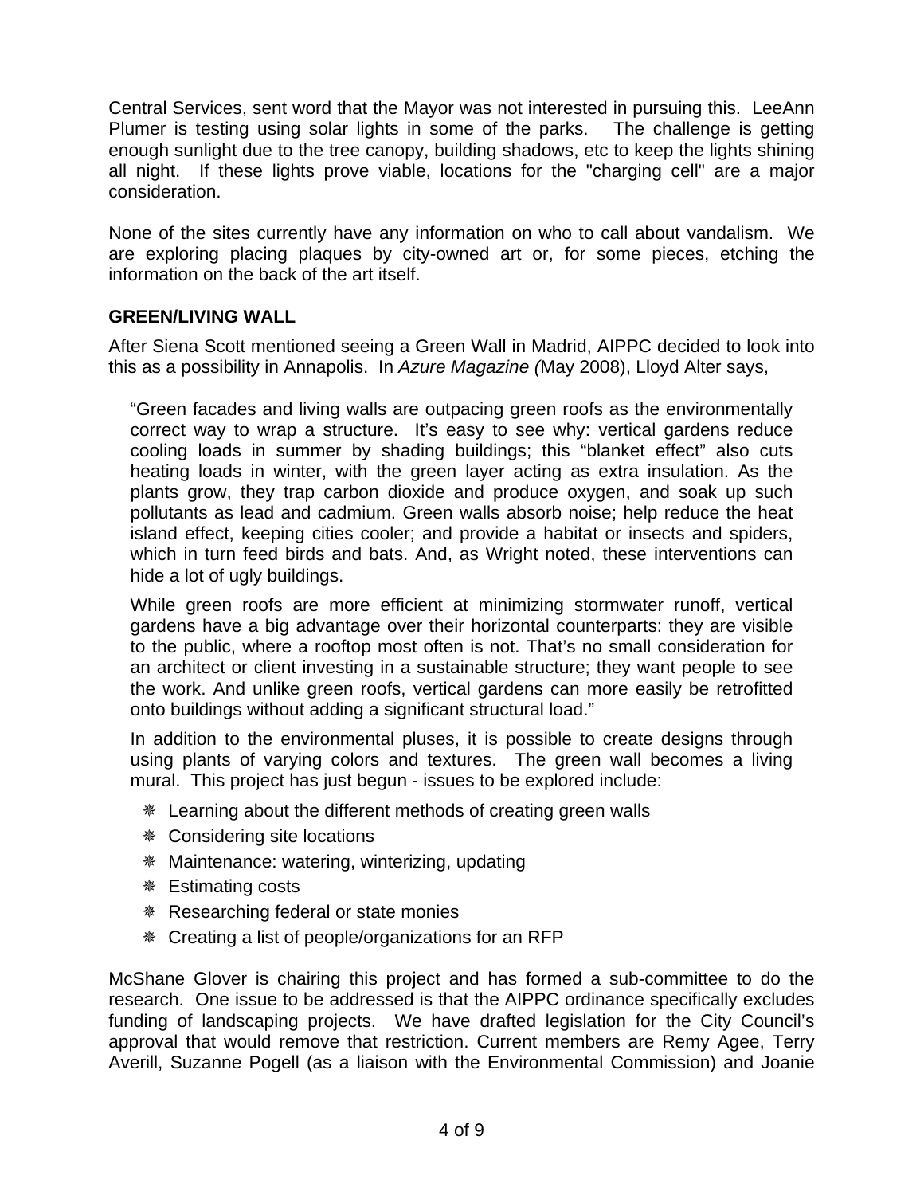Central Services, sent word that the Mayor was not interested in pursuing this. LeeAnn Plumer is testing using solar lights in some of the parks. The challenge is getting enough sunlight due to the tree canopy, building shadows, etc to keep the lights shining all night. If these lights prove viable, locations for the "charging cell" are a major consideration.

None of the sites currently have any information on who to call about vandalism. We are exploring placing plaques by city-owned art or, for some pieces, etching the information on the back of the art itself.

## GREEN/LIVING WALL

After Siena Scott mentioned seeing a Green Wall in Madrid, AIPPC decided to look into this as a possibility in Annapolis. In *Azure Magazine (*May 2008), Lloyd Alter says,

> "Green facades and living walls are outpacing green roofs as the environmentally correct way to wrap a structure. It's easy to see why: vertical gardens reduce cooling loads in summer by shading buildings; this "blanket effect" also cuts heating loads in winter, with the green layer acting as extra insulation. As the plants grow, they trap carbon dioxide and produce oxygen, and soak up such pollutants as lead and cadmium. Green walls absorb noise; help reduce the heat island effect, keeping cities cooler; and provide a habitat or insects and spiders, which in turn feed birds and bats. And, as Wright noted, these interventions can hide a lot of ugly buildings.
>
> While green roofs are more efficient at minimizing stormwater runoff, vertical gardens have a big advantage over their horizontal counterparts: they are visible to the public, where a rooftop most often is not. That's no small consideration for an architect or client investing in a sustainable structure; they want people to see the work. And unlike green roofs, vertical gardens can more easily be retrofitted onto buildings without adding a significant structural load."
>
> In addition to the environmental pluses, it is possible to create designs through using plants of varying colors and textures. The green wall becomes a living mural. This project has just begun - issues to be explored include:
>
> - Learning about the different methods of creating green walls
> - Considering site locations
> - Maintenance: watering, winterizing, updating
> - Estimating costs
> - Researching federal or state monies
> - Creating a list of people/organizations for an RFP

McShane Glover is chairing this project and has formed a sub-committee to do the research. One issue to be addressed is that the AIPPC ordinance specifically excludes funding of landscaping projects. We have drafted legislation for the City Council's approval that would remove that restriction. Current members are Remy Agee, Terry Averill, Suzanne Pogell (as a liaison with the Environmental Commission) and Joanie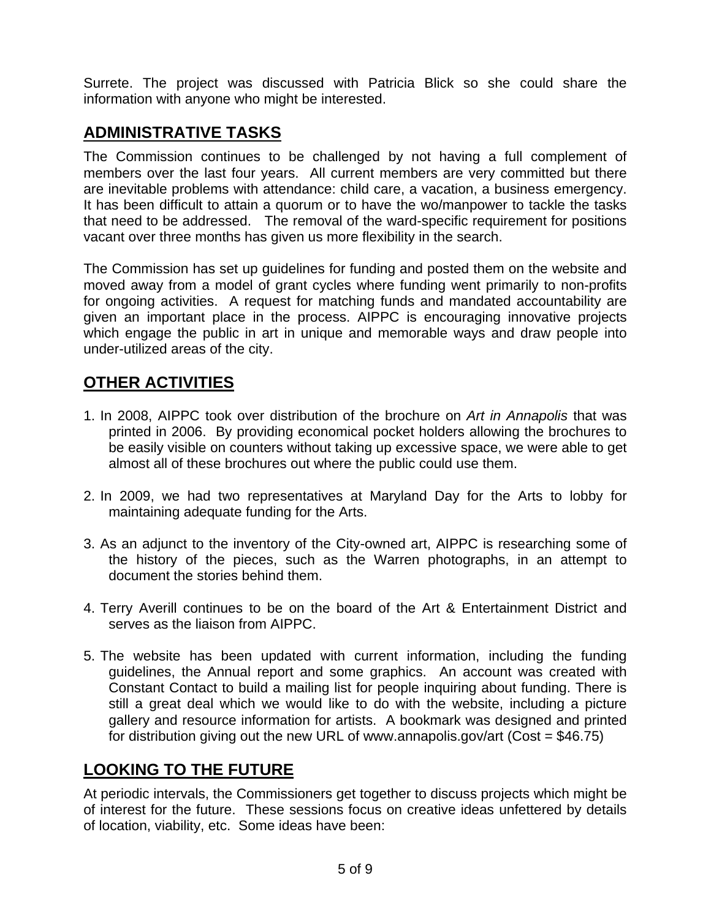Surrete. The project was discussed with Patricia Blick so she could share the information with anyone who might be interested.

## ADMINISTRATIVE TASKS

The Commission continues to be challenged by not having a full complement of members over the last four years. All current members are very committed but there are inevitable problems with attendance: child care, a vacation, a business emergency. It has been difficult to attain a quorum or to have the wo/manpower to tackle the tasks that need to be addressed. The removal of the ward-specific requirement for positions vacant over three months has given us more flexibility in the search.

The Commission has set up guidelines for funding and posted them on the website and moved away from a model of grant cycles where funding went primarily to non-profits for ongoing activities. A request for matching funds and mandated accountability are given an important place in the process. AIPPC is encouraging innovative projects which engage the public in art in unique and memorable ways and draw people into under-utilized areas of the city.

## OTHER ACTIVITIES

1. In 2008, AIPPC took over distribution of the brochure on *Art in Annapolis* that was printed in 2006. By providing economical pocket holders allowing the brochures to be easily visible on counters without taking up excessive space, we were able to get almost all of these brochures out where the public could use them.

2. In 2009, we had two representatives at Maryland Day for the Arts to lobby for maintaining adequate funding for the Arts.

3. As an adjunct to the inventory of the City-owned art, AIPPC is researching some of the history of the pieces, such as the Warren photographs, in an attempt to document the stories behind them.

4. Terry Averill continues to be on the board of the Art & Entertainment District and serves as the liaison from AIPPC.

5. The website has been updated with current information, including the funding guidelines, the Annual report and some graphics. An account was created with Constant Contact to build a mailing list for people inquiring about funding. There is still a great deal which we would like to do with the website, including a picture gallery and resource information for artists. A bookmark was designed and printed for distribution giving out the new URL of www.annapolis.gov/art (Cost = $46.75)

## LOOKING TO THE FUTURE

At periodic intervals, the Commissioners get together to discuss projects which might be of interest for the future. These sessions focus on creative ideas unfettered by details of location, viability, etc. Some ideas have been: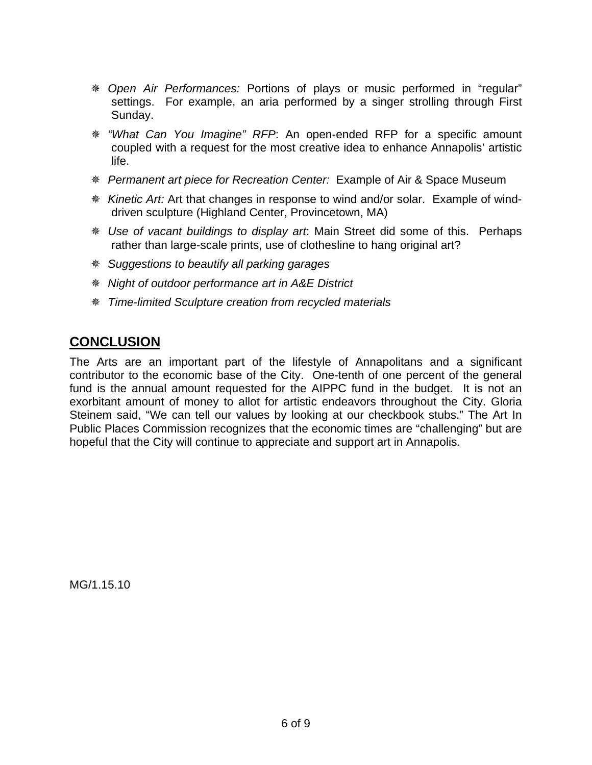- *Open Air Performances:* Portions of plays or music performed in "regular" settings. For example, an aria performed by a singer strolling through First Sunday.
- *"What Can You Imagine" RFP*: An open-ended RFP for a specific amount coupled with a request for the most creative idea to enhance Annapolis' artistic life.
- *Permanent art piece for Recreation Center:* Example of Air & Space Museum
- *Kinetic Art:* Art that changes in response to wind and/or solar. Example of wind-driven sculpture (Highland Center, Provincetown, MA)
- *Use of vacant buildings to display art*: Main Street did some of this. Perhaps rather than large-scale prints, use of clothesline to hang original art?
- *Suggestions to beautify all parking garages*
- *Night of outdoor performance art in A&E District*
- *Time-limited Sculpture creation from recycled materials*

## CONCLUSION

The Arts are an important part of the lifestyle of Annapolitans and a significant contributor to the economic base of the City. One-tenth of one percent of the general fund is the annual amount requested for the AIPPC fund in the budget. It is not an exorbitant amount of money to allot for artistic endeavors throughout the City. Gloria Steinem said, "We can tell our values by looking at our checkbook stubs." The Art In Public Places Commission recognizes that the economic times are "challenging" but are hopeful that the City will continue to appreciate and support art in Annapolis.

MG/1.15.10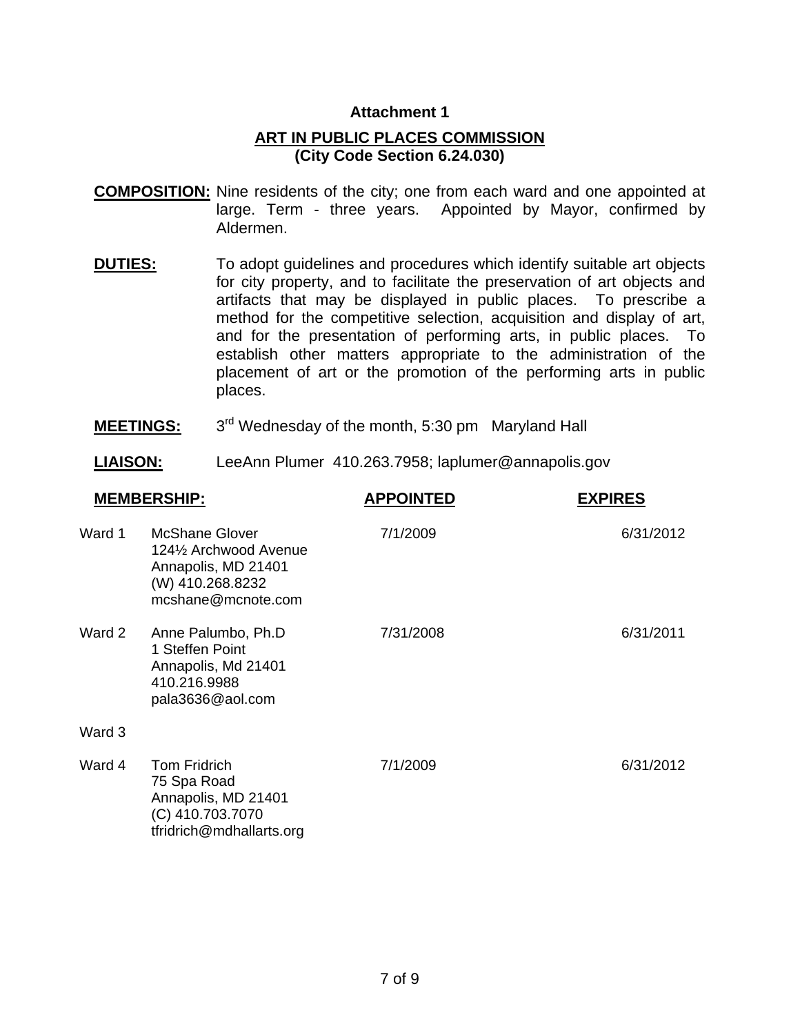**Attachment 1**

**ART IN PUBLIC PLACES COMMISSION**
**(City Code Section 6.24.030)**

**COMPOSITION:** Nine residents of the city; one from each ward and one appointed at large. Term - three years. Appointed by Mayor, confirmed by Aldermen.

**DUTIES:** To adopt guidelines and procedures which identify suitable art objects for city property, and to facilitate the preservation of art objects and artifacts that may be displayed in public places. To prescribe a method for the competitive selection, acquisition and display of art, and for the presentation of performing arts, in public places. To establish other matters appropriate to the administration of the placement of art or the promotion of the performing arts in public places.

**MEETINGS:** 3rd Wednesday of the month, 5:30 pm Maryland Hall

**LIAISON:** LeeAnn Plumer 410.263.7958; laplumer@annapolis.gov

| | MEMBERSHIP: | APPOINTED | EXPIRES |
|---|---|---|---|
| Ward 1 | McShane Glover<br>124½ Archwood Avenue<br>Annapolis, MD 21401<br>(W) 410.268.8232<br>mcshane@mcnote.com | 7/1/2009 | 6/31/2012 |
| Ward 2 | Anne Palumbo, Ph.D<br>1 Steffen Point<br>Annapolis, Md 21401<br>410.216.9988<br>pala3636@aol.com | 7/31/2008 | 6/31/2011 |
| Ward 3 | | | |
| Ward 4 | Tom Fridrich<br>75 Spa Road<br>Annapolis, MD 21401<br>(C) 410.703.7070<br>tfridrich@mdhallarts.org | 7/1/2009 | 6/31/2012 |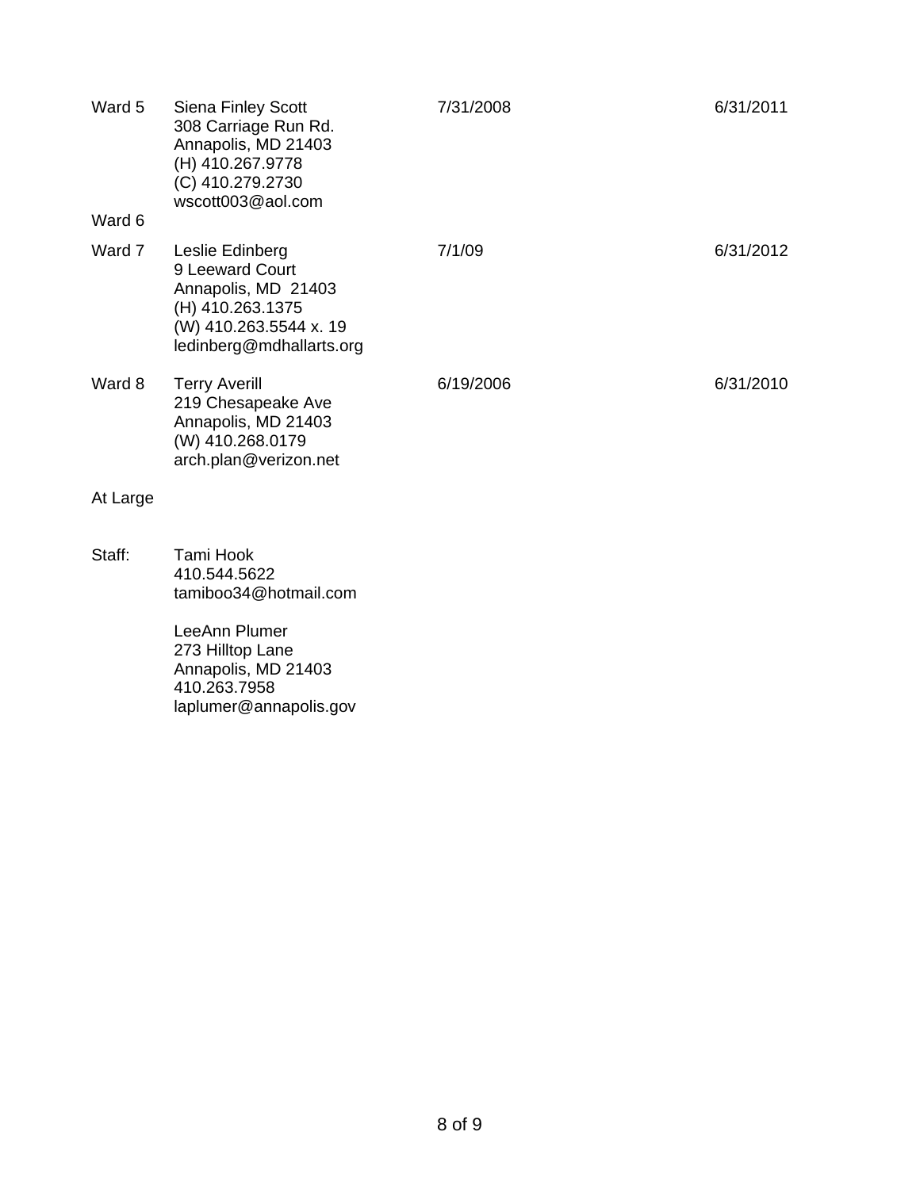| | | | |
|---|---|---|---|
| Ward 5 | Siena Finley Scott<br>308 Carriage Run Rd.<br>Annapolis, MD 21403<br>(H) 410.267.9778<br>(C) 410.279.2730<br>wscott003@aol.com | 7/31/2008 | 6/31/2011 |
| Ward 6 | | | |
| Ward 7 | Leslie Edinberg<br>9 Leeward Court<br>Annapolis, MD 21403<br>(H) 410.263.1375<br>(W) 410.263.5544 x. 19<br>ledinberg@mdhallarts.org | 7/1/09 | 6/31/2012 |
| Ward 8 | Terry Averill<br>219 Chesapeake Ave<br>Annapolis, MD 21403<br>(W) 410.268.0179<br>arch.plan@verizon.net | 6/19/2006 | 6/31/2010 |
| At Large | | | |
| Staff: | Tami Hook<br>410.544.5622<br>tamiboo34@hotmail.com<br><br>LeeAnn Plumer<br>273 Hilltop Lane<br>Annapolis, MD 21403<br>410.263.7958<br>laplumer@annapolis.gov | | |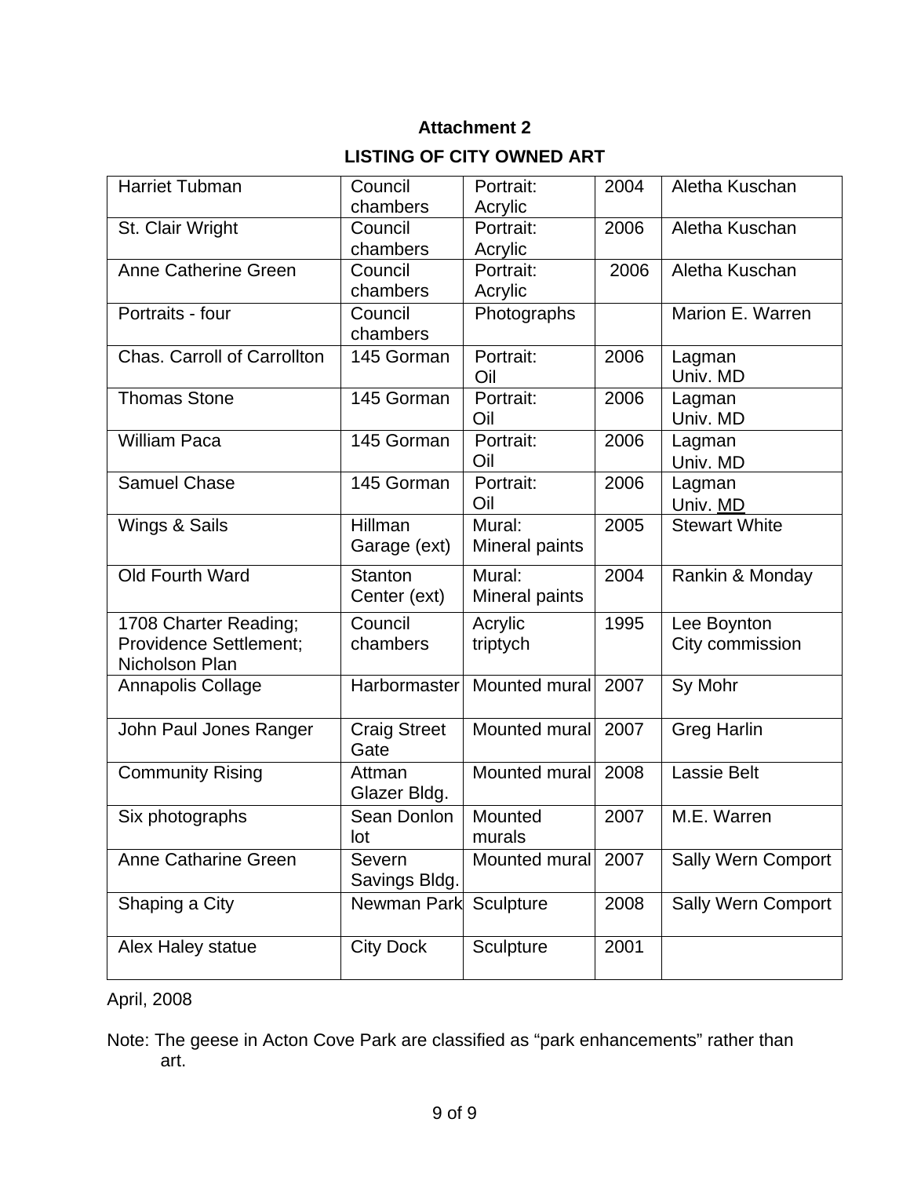**Attachment 2**

**LISTING OF CITY OWNED ART**

| | | | | |
|---|---|---|---|---|
| Harriet Tubman | Council chambers | Portrait: Acrylic | 2004 | Aletha Kuschan |
| St. Clair Wright | Council chambers | Portrait: Acrylic | 2006 | Aletha Kuschan |
| Anne Catherine Green | Council chambers | Portrait: Acrylic | 2006 | Aletha Kuschan |
| Portraits - four | Council chambers | Photographs | | Marion E. Warren |
| Chas. Carroll of Carrollton | 145 Gorman | Portrait: Oil | 2006 | Lagman Univ. MD |
| Thomas Stone | 145 Gorman | Portrait: Oil | 2006 | Lagman Univ. MD |
| William Paca | 145 Gorman | Portrait: Oil | 2006 | Lagman Univ. MD |
| Samuel Chase | 145 Gorman | Portrait: Oil | 2006 | Lagman Univ. MD |
| Wings & Sails | Hillman Garage (ext) | Mural: Mineral paints | 2005 | Stewart White |
| Old Fourth Ward | Stanton Center (ext) | Mural: Mineral paints | 2004 | Rankin & Monday |
| 1708 Charter Reading; Providence Settlement; Nicholson Plan | Council chambers | Acrylic triptych | 1995 | Lee Boynton City commission |
| Annapolis Collage | Harbormaster | Mounted mural | 2007 | Sy Mohr |
| John Paul Jones Ranger | Craig Street Gate | Mounted mural | 2007 | Greg Harlin |
| Community Rising | Attman Glazer Bldg. | Mounted mural | 2008 | Lassie Belt |
| Six photographs | Sean Donlon lot | Mounted murals | 2007 | M.E. Warren |
| Anne Catharine Green | Severn Savings Bldg. | Mounted mural | 2007 | Sally Wern Comport |
| Shaping a City | Newman Park | Sculpture | 2008 | Sally Wern Comport |
| Alex Haley statue | City Dock | Sculpture | 2001 | |

April, 2008

Note: The geese in Acton Cove Park are classified as "park enhancements" rather than art.